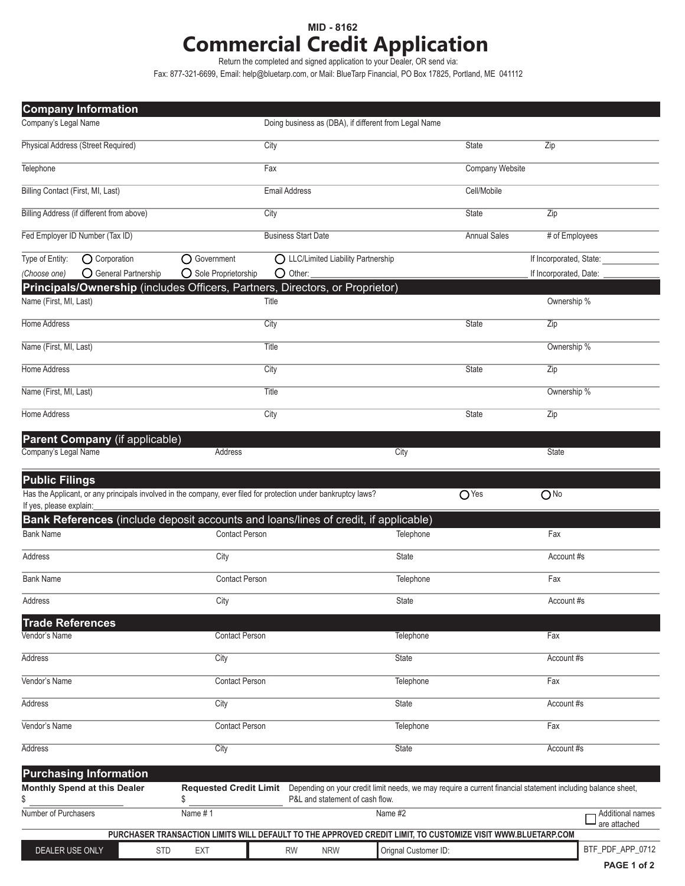**MID - 8162**

# Commercial Credit Application

Return the completed and signed application to your Dealer, OR send via:

Fax: 877-321-6699, Email: help@bluetarp.com, or Mail: BlueTarp Financial, PO Box 17825, Portland, ME 041112

## Company Information

| | | | |
|---|---|---|---|
| Company's Legal Name | Doing business as (DBA), if different from Legal Name | | |
| Physical Address (Street Required) | City | State | Zip |
| Telephone | Fax | Company Website | |
| Billing Contact (First, MI, Last) | Email Address | Cell/Mobile | |
| Billing Address (if different from above) | City | State | Zip |
| Fed Employer ID Number (Tax ID) | Business Start Date | Annual Sales | # of Employees |

Type of Entity: ○ Corporation ○ Government ○ LLC/Limited Liability Partnership — If Incorporated, State: ______

*(Choose one)* ○ General Partnership ○ Sole Proprietorship ○ Other: ______ — If Incorporated, Date: ______

## Principals/Ownership (includes Officers, Partners, Directors, or Proprietor)

| | | | |
|---|---|---|---|
| Name (First, MI, Last) | Title | | Ownership % |
| Home Address | City | State | Zip |
| Name (First, MI, Last) | Title | | Ownership % |
| Home Address | City | State | Zip |
| Name (First, MI, Last) | Title | | Ownership % |
| Home Address | City | State | Zip |

## Parent Company (if applicable)

| Company's Legal Name | Address | City | State |
|---|---|---|---|
| | | | |

## Public Filings

Has the Applicant, or any principals involved in the company, ever filed for protection under bankruptcy laws? ○ Yes ○ No

If yes, please explain: ______

## Bank References (include deposit accounts and loans/lines of credit, if applicable)

| | | | |
|---|---|---|---|
| Bank Name | Contact Person | Telephone | Fax |
| Address | City | State | Account #s |
| Bank Name | Contact Person | Telephone | Fax |
| Address | City | State | Account #s |

## Trade References

| | | | |
|---|---|---|---|
| Vendor's Name | Contact Person | Telephone | Fax |
| Address | City | State | Account #s |
| Vendor's Name | Contact Person | Telephone | Fax |
| Address | City | State | Account #s |
| Vendor's Name | Contact Person | Telephone | Fax |
| Address | City | State | Account #s |

## Purchasing Information

**Monthly Spend at this Dealer** $ ______

**Requested Credit Limit** $ ______

Depending on your credit limit needs, we may require a current financial statement including balance sheet, P&L and statement of cash flow.

Number of Purchasers ______ Name # 1 ______ Name #2 ______ ☐ Additional names are attached

PURCHASER TRANSACTION LIMITS WILL DEFAULT TO THE APPROVED CREDIT LIMIT, TO CUSTOMIZE VISIT WWW.BLUETARP.COM

| DEALER USE ONLY | STD EXT | RW NRW | Orignal Customer ID: | BTF_PDF_APP_0712 |
|---|---|---|---|---|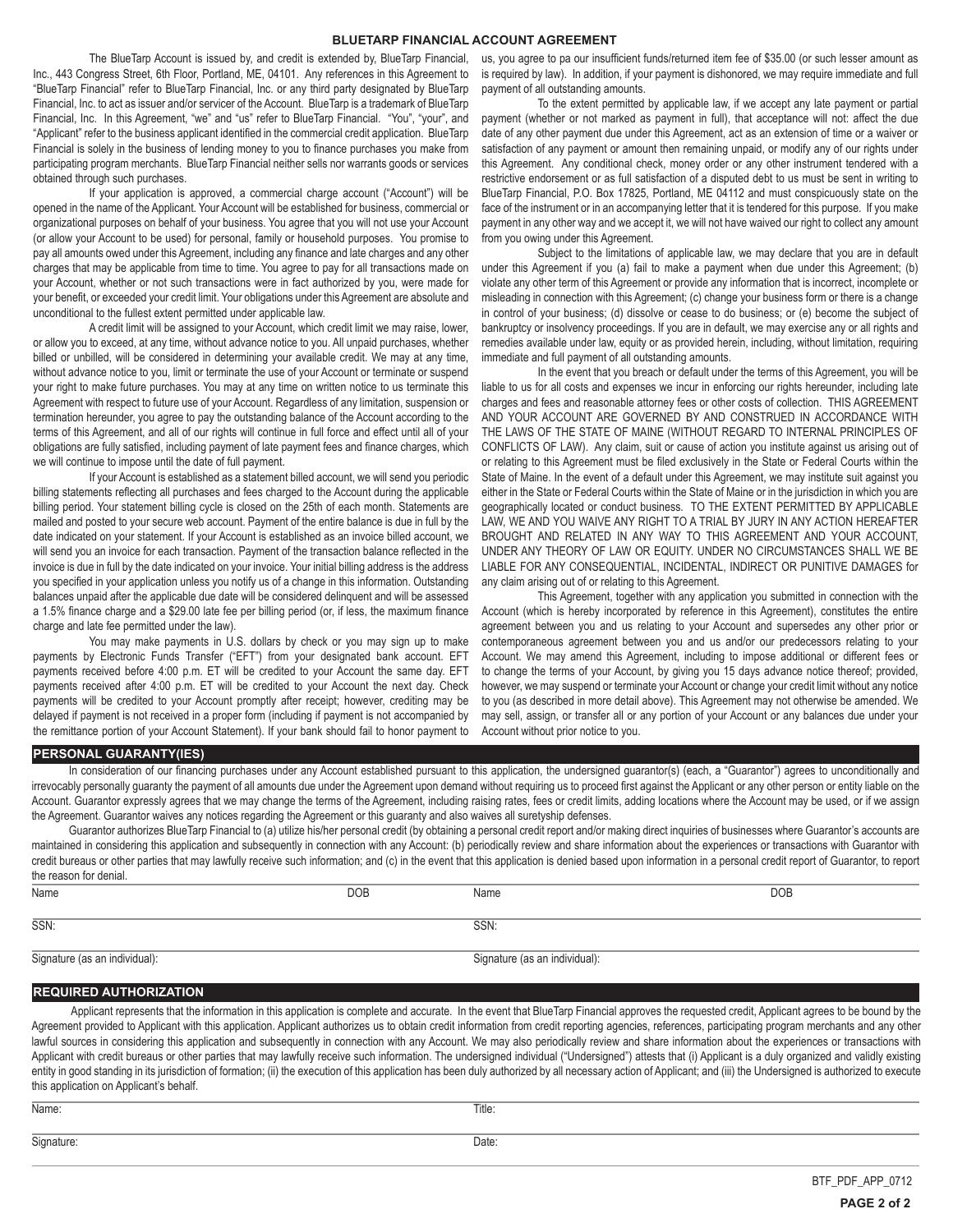# BLUETARP FINANCIAL ACCOUNT AGREEMENT

The BlueTarp Account is issued by, and credit is extended by, BlueTarp Financial, Inc., 443 Congress Street, 6th Floor, Portland, ME, 04101. Any references in this Agreement to "BlueTarp Financial" refer to BlueTarp Financial, Inc. or any third party designated by BlueTarp Financial, Inc. to act as issuer and/or servicer of the Account. BlueTarp is a trademark of BlueTarp Financial, Inc. In this Agreement, "we" and "us" refer to BlueTarp Financial. "You", "your", and "Applicant" refer to the business applicant identified in the commercial credit application. BlueTarp Financial is solely in the business of lending money to you to finance purchases you make from participating program merchants. BlueTarp Financial neither sells nor warrants goods or services obtained through such purchases.

If your application is approved, a commercial charge account ("Account") will be opened in the name of the Applicant. Your Account will be established for business, commercial or organizational purposes on behalf of your business. You agree that you will not use your Account (or allow your Account to be used) for personal, family or household purposes. You promise to pay all amounts owed under this Agreement, including any finance and late charges and any other charges that may be applicable from time to time. You agree to pay for all transactions made on your Account, whether or not such transactions were in fact authorized by you, were made for your benefit, or exceeded your credit limit. Your obligations under this Agreement are absolute and unconditional to the fullest extent permitted under applicable law.

A credit limit will be assigned to your Account, which credit limit we may raise, lower, or allow you to exceed, at any time, without advance notice to you. All unpaid purchases, whether billed or unbilled, will be considered in determining your available credit. We may at any time, without advance notice to you, limit or terminate the use of your Account or terminate or suspend your right to make future purchases. You may at any time on written notice to us terminate this Agreement with respect to future use of your Account. Regardless of any limitation, suspension or termination hereunder, you agree to pay the outstanding balance of the Account according to the terms of this Agreement, and all of our rights will continue in full force and effect until all of your obligations are fully satisfied, including payment of late payment fees and finance charges, which we will continue to impose until the date of full payment.

If your Account is established as a statement billed account, we will send you periodic billing statements reflecting all purchases and fees charged to the Account during the applicable billing period. Your statement billing cycle is closed on the 25th of each month. Statements are mailed and posted to your secure web account. Payment of the entire balance is due in full by the date indicated on your statement. If your Account is established as an invoice billed account, we will send you an invoice for each transaction. Payment of the transaction balance reflected in the invoice is due in full by the date indicated on your invoice. Your initial billing address is the address you specified in your application unless you notify us of a change in this information. Outstanding balances unpaid after the applicable due date will be considered delinquent and will be assessed a 1.5% finance charge and a $29.00 late fee per billing period (or, if less, the maximum finance charge and late fee permitted under the law).

You may make payments in U.S. dollars by check or you may sign up to make payments by Electronic Funds Transfer ("EFT") from your designated bank account. EFT payments received before 4:00 p.m. ET will be credited to your Account the same day. EFT payments received after 4:00 p.m. ET will be credited to your Account the next day. Check payments will be credited to your Account promptly after receipt; however, crediting may be delayed if payment is not received in a proper form (including if payment is not accompanied by the remittance portion of your Account Statement). If your bank should fail to honor payment to us, you agree to pa our insufficient funds/returned item fee of $35.00 (or such lesser amount as is required by law). In addition, if your payment is dishonored, we may require immediate and full payment of all outstanding amounts.

To the extent permitted by applicable law, if we accept any late payment or partial payment (whether or not marked as payment in full), that acceptance will not: affect the due date of any other payment due under this Agreement, act as an extension of time or a waiver or satisfaction of any payment or amount then remaining unpaid, or modify any of our rights under this Agreement. Any conditional check, money order or any other instrument tendered with a restrictive endorsement or as full satisfaction of a disputed debt to us must be sent in writing to BlueTarp Financial, P.O. Box 17825, Portland, ME 04112 and must conspicuously state on the face of the instrument or in an accompanying letter that it is tendered for this purpose. If you make payment in any other way and we accept it, we will not have waived our right to collect any amount from you owing under this Agreement.

Subject to the limitations of applicable law, we may declare that you are in default under this Agreement if you (a) fail to make a payment when due under this Agreement; (b) violate any other term of this Agreement or provide any information that is incorrect, incomplete or misleading in connection with this Agreement; (c) change your business form or there is a change in control of your business; (d) dissolve or cease to do business; or (e) become the subject of bankruptcy or insolvency proceedings. If you are in default, we may exercise any or all rights and remedies available under law, equity or as provided herein, including, without limitation, requiring immediate and full payment of all outstanding amounts.

In the event that you breach or default under the terms of this Agreement, you will be liable to us for all costs and expenses we incur in enforcing our rights hereunder, including late charges and fees and reasonable attorney fees or other costs of collection. THIS AGREEMENT AND YOUR ACCOUNT ARE GOVERNED BY AND CONSTRUED IN ACCORDANCE WITH THE LAWS OF THE STATE OF MAINE (WITHOUT REGARD TO INTERNAL PRINCIPLES OF CONFLICTS OF LAW). Any claim, suit or cause of action you institute against us arising out of or relating to this Agreement must be filed exclusively in the State or Federal Courts within the State of Maine. In the event of a default under this Agreement, we may institute suit against you either in the State or Federal Courts within the State of Maine or in the jurisdiction in which you are geographically located or conduct business. TO THE EXTENT PERMITTED BY APPLICABLE LAW, WE AND YOU WAIVE ANY RIGHT TO A TRIAL BY JURY IN ANY ACTION HEREAFTER BROUGHT AND RELATED IN ANY WAY TO THIS AGREEMENT AND YOUR ACCOUNT, UNDER ANY THEORY OF LAW OR EQUITY. UNDER NO CIRCUMSTANCES SHALL WE BE LIABLE FOR ANY CONSEQUENTIAL, INCIDENTAL, INDIRECT OR PUNITIVE DAMAGES for any claim arising out of or relating to this Agreement.

This Agreement, together with any application you submitted in connection with the Account (which is hereby incorporated by reference in this Agreement), constitutes the entire agreement between you and us relating to your Account and supersedes any other prior or contemporaneous agreement between you and us and/or our predecessors relating to your Account. We may amend this Agreement, including to impose additional or different fees or to change the terms of your Account, by giving you 15 days advance notice thereof; provided, however, we may suspend or terminate your Account or change your credit limit without any notice to you (as described in more detail above). This Agreement may not otherwise be amended. We may sell, assign, or transfer all or any portion of your Account or any balances due under your Account without prior notice to you.

## PERSONAL GUARANTY(IES)

In consideration of our financing purchases under any Account established pursuant to this application, the undersigned guarantor(s) (each, a "Guarantor") agrees to unconditionally and irrevocably personally guaranty the payment of all amounts due under the Agreement upon demand without requiring us to proceed first against the Applicant or any other person or entity liable on the Account. Guarantor expressly agrees that we may change the terms of the Agreement, including raising rates, fees or credit limits, adding locations where the Account may be used, or if we assign the Agreement. Guarantor waives any notices regarding the Agreement or this guaranty and also waives all suretyship defenses.

Guarantor authorizes BlueTarp Financial to (a) utilize his/her personal credit (by obtaining a personal credit report and/or making direct inquiries of businesses where Guarantor's accounts are maintained in considering this application and subsequently in connection with any Account: (b) periodically review and share information about the experiences or transactions with Guarantor with credit bureaus or other parties that may lawfully receive such information; and (c) in the event that this application is denied based upon information in a personal credit report of Guarantor, to report the reason for denial.

| Name | DOB | Name | DOB |
|---|---|---|---|
| SSN: | | SSN: | |
| Signature (as an individual): | | Signature (as an individual): | |

## REQUIRED AUTHORIZATION

Applicant represents that the information in this application is complete and accurate. In the event that BlueTarp Financial approves the requested credit, Applicant agrees to be bound by the Agreement provided to Applicant with this application. Applicant authorizes us to obtain credit information from credit reporting agencies, references, participating program merchants and any other lawful sources in considering this application and subsequently in connection with any Account. We may also periodically review and share information about the experiences or transactions with Applicant with credit bureaus or other parties that may lawfully receive such information. The undersigned individual ("Undersigned") attests that (i) Applicant is a duly organized and validly existing entity in good standing in its jurisdiction of formation; (ii) the execution of this application has been duly authorized by all necessary action of Applicant; and (iii) the Undersigned is authorized to execute this application on Applicant's behalf.

| Name: | Title: |
|---|---|
| Signature: | Date: |

BTF_PDF_APP_0712